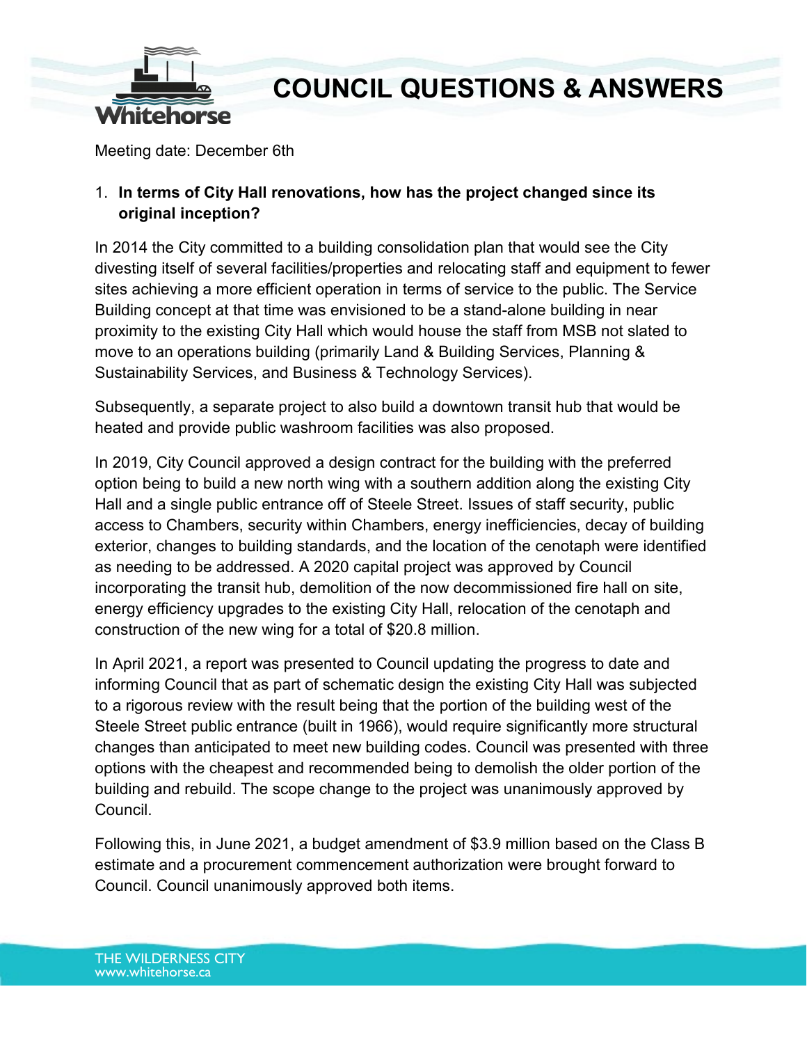# COUNCIL QUESTIONS & ANSWERS

Meeting date: December 6th

1. **In terms of City Hall renovations, how has the project changed since its original inception?**

In 2014 the City committed to a building consolidation plan that would see the City divesting itself of several facilities/properties and relocating staff and equipment to fewer sites achieving a more efficient operation in terms of service to the public. The Service Building concept at that time was envisioned to be a stand-alone building in near proximity to the existing City Hall which would house the staff from MSB not slated to move to an operations building (primarily Land & Building Services, Planning & Sustainability Services, and Business & Technology Services).

Subsequently, a separate project to also build a downtown transit hub that would be heated and provide public washroom facilities was also proposed.

In 2019, City Council approved a design contract for the building with the preferred option being to build a new north wing with a southern addition along the existing City Hall and a single public entrance off of Steele Street. Issues of staff security, public access to Chambers, security within Chambers, energy inefficiencies, decay of building exterior, changes to building standards, and the location of the cenotaph were identified as needing to be addressed. A 2020 capital project was approved by Council incorporating the transit hub, demolition of the now decommissioned fire hall on site, energy efficiency upgrades to the existing City Hall, relocation of the cenotaph and construction of the new wing for a total of $20.8 million.

In April 2021, a report was presented to Council updating the progress to date and informing Council that as part of schematic design the existing City Hall was subjected to a rigorous review with the result being that the portion of the building west of the Steele Street public entrance (built in 1966), would require significantly more structural changes than anticipated to meet new building codes. Council was presented with three options with the cheapest and recommended being to demolish the older portion of the building and rebuild. The scope change to the project was unanimously approved by Council.

Following this, in June 2021, a budget amendment of $3.9 million based on the Class B estimate and a procurement commencement authorization were brought forward to Council. Council unanimously approved both items.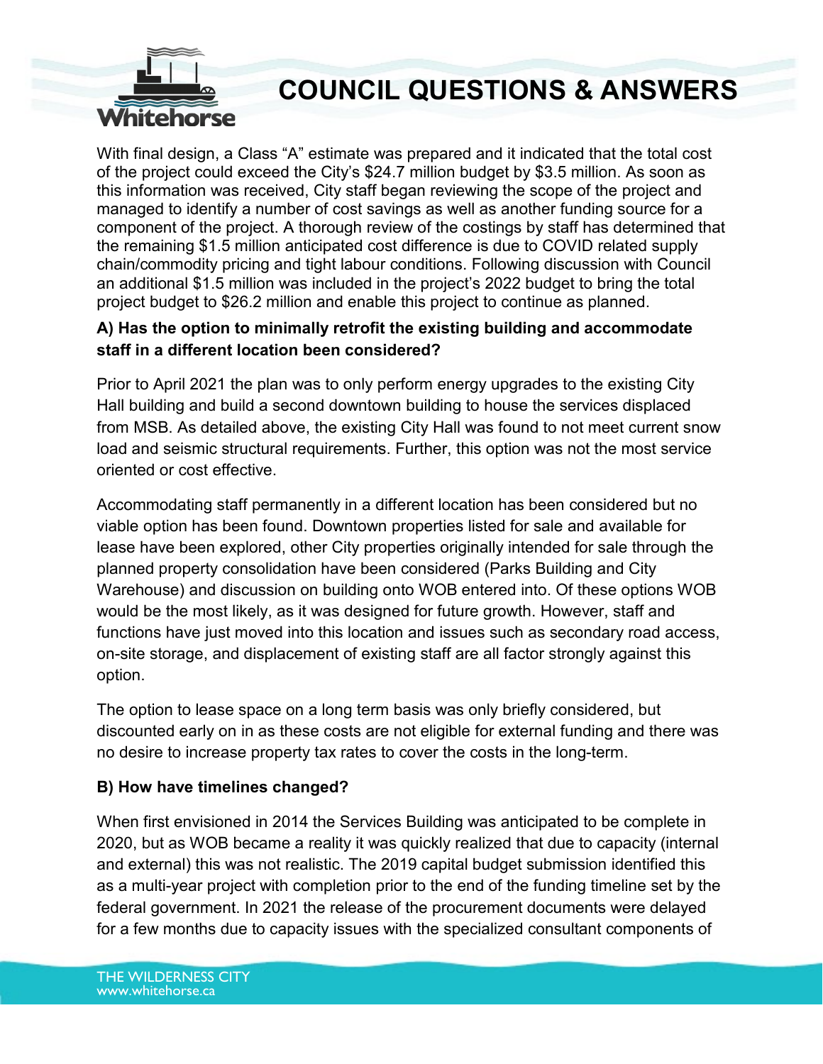With final design, a Class "A" estimate was prepared and it indicated that the total cost of the project could exceed the City's $24.7 million budget by $3.5 million. As soon as this information was received, City staff began reviewing the scope of the project and managed to identify a number of cost savings as well as another funding source for a component of the project. A thorough review of the costings by staff has determined that the remaining $1.5 million anticipated cost difference is due to COVID related supply chain/commodity pricing and tight labour conditions. Following discussion with Council an additional $1.5 million was included in the project's 2022 budget to bring the total project budget to $26.2 million and enable this project to continue as planned.

**A) Has the option to minimally retrofit the existing building and accommodate staff in a different location been considered?**

Prior to April 2021 the plan was to only perform energy upgrades to the existing City Hall building and build a second downtown building to house the services displaced from MSB. As detailed above, the existing City Hall was found to not meet current snow load and seismic structural requirements. Further, this option was not the most service oriented or cost effective.

Accommodating staff permanently in a different location has been considered but no viable option has been found. Downtown properties listed for sale and available for lease have been explored, other City properties originally intended for sale through the planned property consolidation have been considered (Parks Building and City Warehouse) and discussion on building onto WOB entered into. Of these options WOB would be the most likely, as it was designed for future growth. However, staff and functions have just moved into this location and issues such as secondary road access, on-site storage, and displacement of existing staff are all factor strongly against this option.

The option to lease space on a long term basis was only briefly considered, but discounted early on in as these costs are not eligible for external funding and there was no desire to increase property tax rates to cover the costs in the long-term.

**B) How have timelines changed?**

When first envisioned in 2014 the Services Building was anticipated to be complete in 2020, but as WOB became a reality it was quickly realized that due to capacity (internal and external) this was not realistic. The 2019 capital budget submission identified this as a multi-year project with completion prior to the end of the funding timeline set by the federal government. In 2021 the release of the procurement documents were delayed for a few months due to capacity issues with the specialized consultant components of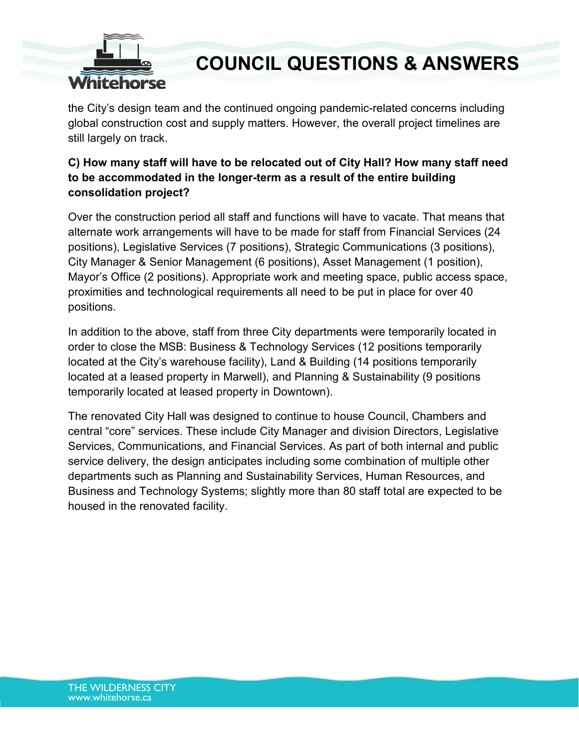the City's design team and the continued ongoing pandemic-related concerns including global construction cost and supply matters. However, the overall project timelines are still largely on track.

**C) How many staff will have to be relocated out of City Hall? How many staff need to be accommodated in the longer-term as a result of the entire building consolidation project?**

Over the construction period all staff and functions will have to vacate. That means that alternate work arrangements will have to be made for staff from Financial Services (24 positions), Legislative Services (7 positions), Strategic Communications (3 positions), City Manager & Senior Management (6 positions), Asset Management (1 position), Mayor's Office (2 positions). Appropriate work and meeting space, public access space, proximities and technological requirements all need to be put in place for over 40 positions.

In addition to the above, staff from three City departments were temporarily located in order to close the MSB: Business & Technology Services (12 positions temporarily located at the City's warehouse facility), Land & Building (14 positions temporarily located at a leased property in Marwell), and Planning & Sustainability (9 positions temporarily located at leased property in Downtown).

The renovated City Hall was designed to continue to house Council, Chambers and central "core" services. These include City Manager and division Directors, Legislative Services, Communications, and Financial Services. As part of both internal and public service delivery, the design anticipates including some combination of multiple other departments such as Planning and Sustainability Services, Human Resources, and Business and Technology Systems; slightly more than 80 staff total are expected to be housed in the renovated facility.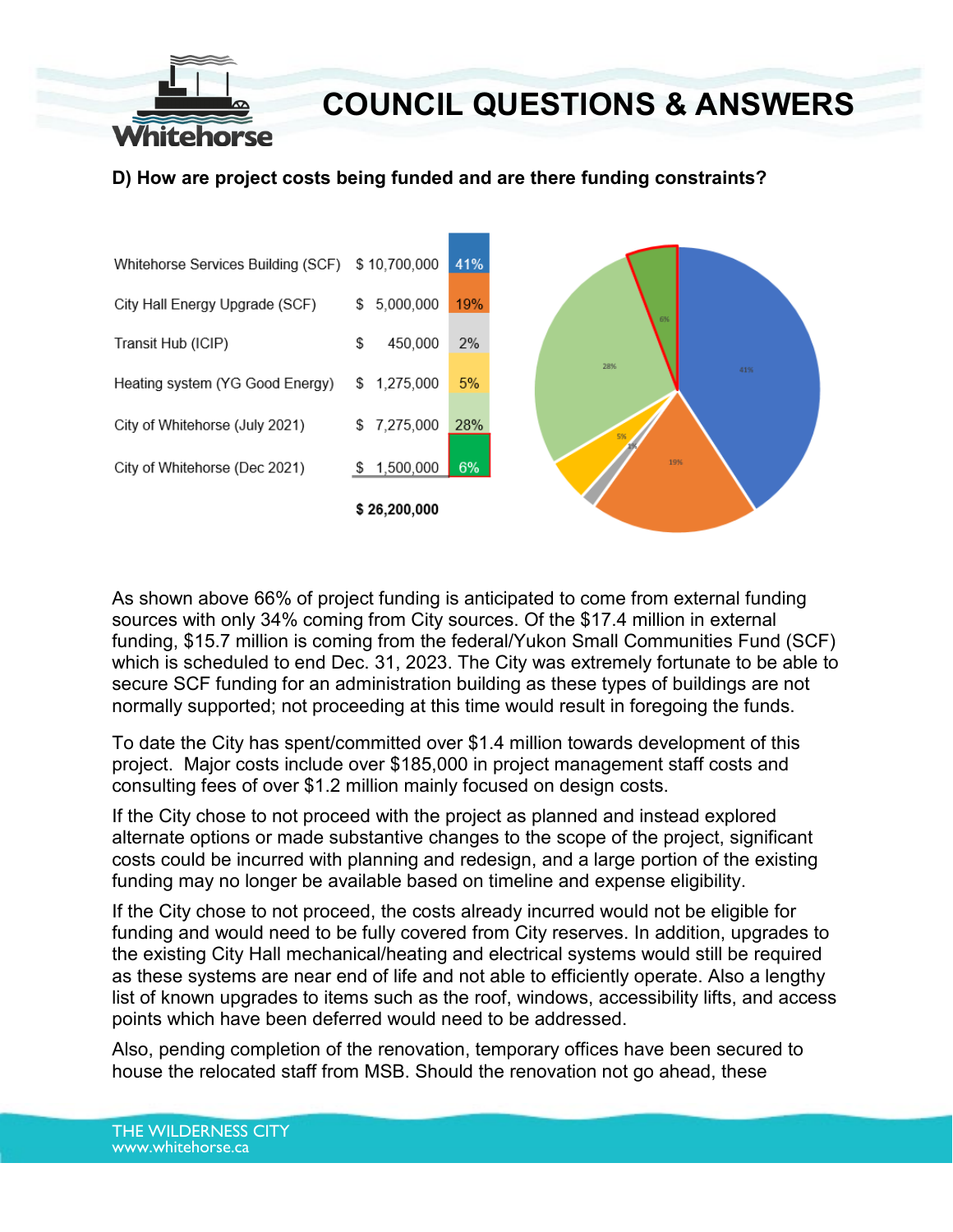### D) How are project costs being funded and are there funding constraints?

| Source | Amount | % |
|---|---|---|
| Whitehorse Services Building (SCF) | $ 10,700,000 | 41% |
| City Hall Energy Upgrade (SCF) | $ 5,000,000 | 19% |
| Transit Hub (ICIP) | $ 450,000 | 2% |
| Heating system (YG Good Energy) | $ 1,275,000 | 5% |
| City of Whitehorse (July 2021) | $ 7,275,000 | 28% |
| City of Whitehorse (Dec 2021) | $ 1,500,000 | 6% |
| | **$ 26,200,000** | |

As shown above 66% of project funding is anticipated to come from external funding sources with only 34% coming from City sources. Of the $17.4 million in external funding, $15.7 million is coming from the federal/Yukon Small Communities Fund (SCF) which is scheduled to end Dec. 31, 2023. The City was extremely fortunate to be able to secure SCF funding for an administration building as these types of buildings are not normally supported; not proceeding at this time would result in foregoing the funds.

To date the City has spent/committed over $1.4 million towards development of this project. Major costs include over $185,000 in project management staff costs and consulting fees of over $1.2 million mainly focused on design costs.

If the City chose to not proceed with the project as planned and instead explored alternate options or made substantive changes to the scope of the project, significant costs could be incurred with planning and redesign, and a large portion of the existing funding may no longer be available based on timeline and expense eligibility.

If the City chose to not proceed, the costs already incurred would not be eligible for funding and would need to be fully covered from City reserves. In addition, upgrades to the existing City Hall mechanical/heating and electrical systems would still be required as these systems are near end of life and not able to efficiently operate. Also a lengthy list of known upgrades to items such as the roof, windows, accessibility lifts, and access points which have been deferred would need to be addressed.

Also, pending completion of the renovation, temporary offices have been secured to house the relocated staff from MSB. Should the renovation not go ahead, these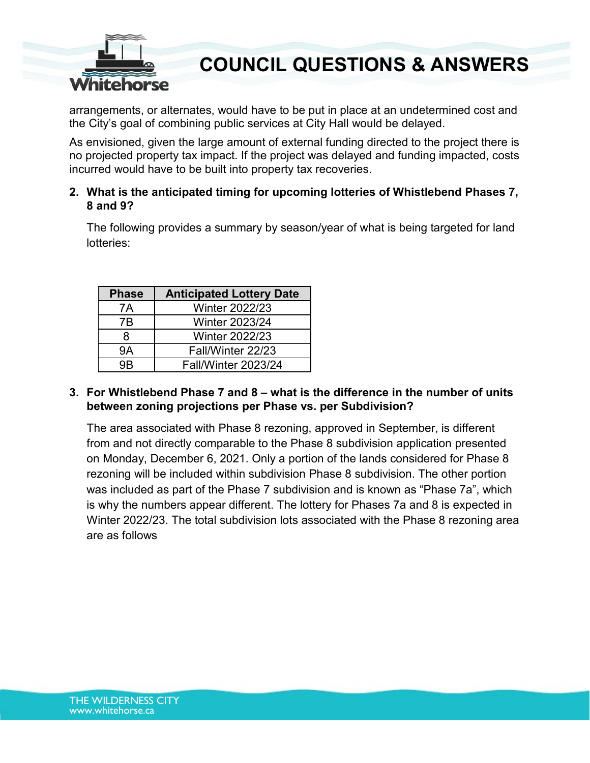arrangements, or alternates, would have to be put in place at an undetermined cost and the City's goal of combining public services at City Hall would be delayed.

As envisioned, given the large amount of external funding directed to the project there is no projected property tax impact. If the project was delayed and funding impacted, costs incurred would have to be built into property tax recoveries.

**2. What is the anticipated timing for upcoming lotteries of Whistlebend Phases 7, 8 and 9?**

The following provides a summary by season/year of what is being targeted for land lotteries:

| Phase | Anticipated Lottery Date |
|---|---|
| 7A | Winter 2022/23 |
| 7B | Winter 2023/24 |
| 8 | Winter 2022/23 |
| 9A | Fall/Winter 22/23 |
| 9B | Fall/Winter 2023/24 |

**3. For Whistlebend Phase 7 and 8 – what is the difference in the number of units between zoning projections per Phase vs. per Subdivision?**

The area associated with Phase 8 rezoning, approved in September, is different from and not directly comparable to the Phase 8 subdivision application presented on Monday, December 6, 2021. Only a portion of the lands considered for Phase 8 rezoning will be included within subdivision Phase 8 subdivision. The other portion was included as part of the Phase 7 subdivision and is known as "Phase 7a", which is why the numbers appear different. The lottery for Phases 7a and 8 is expected in Winter 2022/23. The total subdivision lots associated with the Phase 8 rezoning area are as follows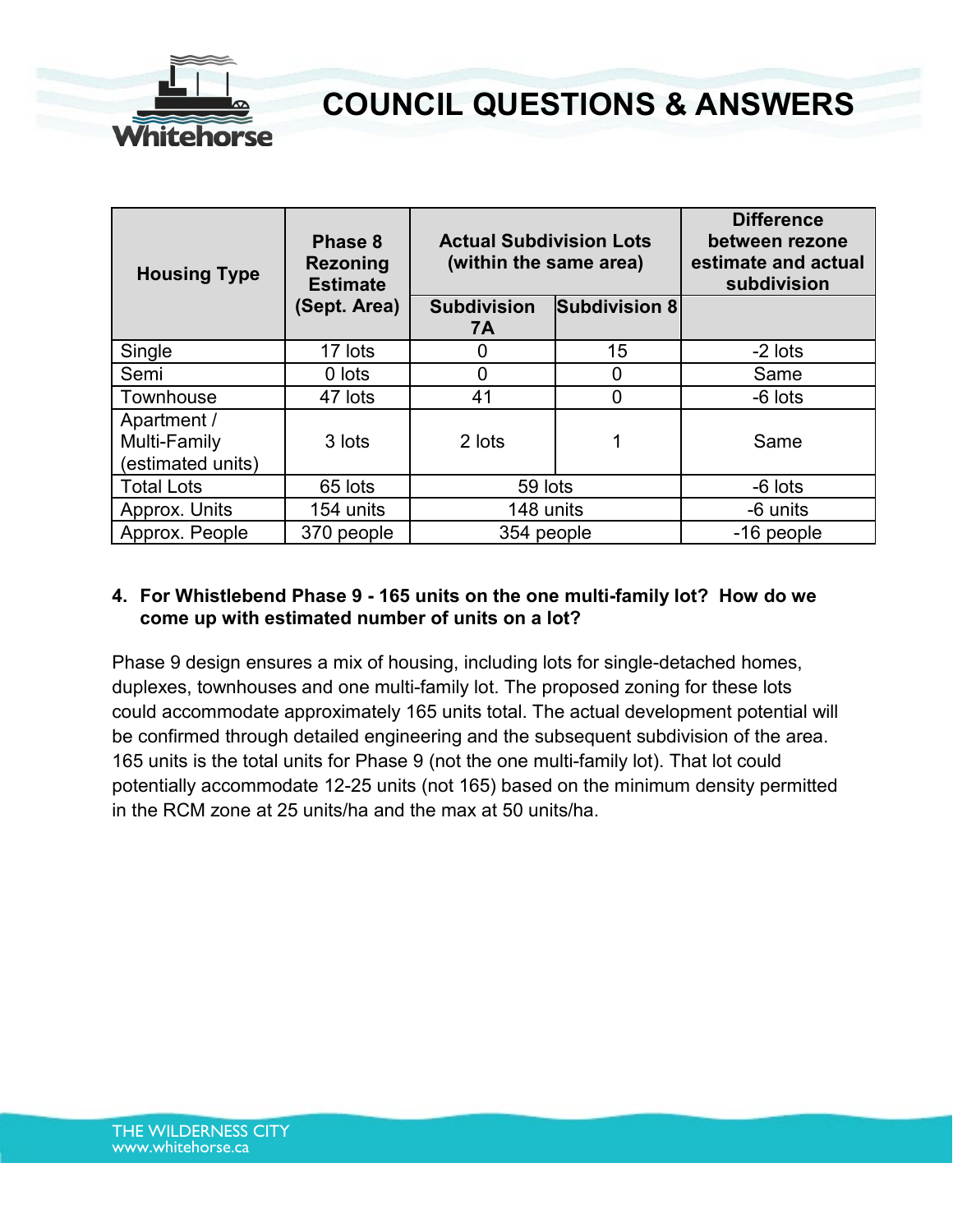| Housing Type | Phase 8 Rezoning Estimate (Sept. Area) | Actual Subdivision Lots (within the same area) | | Difference between rezone estimate and actual subdivision |
|---|---|---|---|---|
| | | Subdivision 7A | Subdivision 8 | |
| Single | 17 lots | 0 | 15 | -2 lots |
| Semi | 0 lots | 0 | 0 | Same |
| Townhouse | 47 lots | 41 | 0 | -6 lots |
| Apartment / Multi-Family (estimated units) | 3 lots | 2 lots | 1 | Same |
| Total Lots | 65 lots | 59 lots | | -6 lots |
| Approx. Units | 154 units | 148 units | | -6 units |
| Approx. People | 370 people | 354 people | | -16 people |

**4. For Whistlebend Phase 9 - 165 units on the one multi-family lot? How do we come up with estimated number of units on a lot?**

Phase 9 design ensures a mix of housing, including lots for single-detached homes, duplexes, townhouses and one multi-family lot. The proposed zoning for these lots could accommodate approximately 165 units total. The actual development potential will be confirmed through detailed engineering and the subsequent subdivision of the area. 165 units is the total units for Phase 9 (not the one multi-family lot). That lot could potentially accommodate 12-25 units (not 165) based on the minimum density permitted in the RCM zone at 25 units/ha and the max at 50 units/ha.